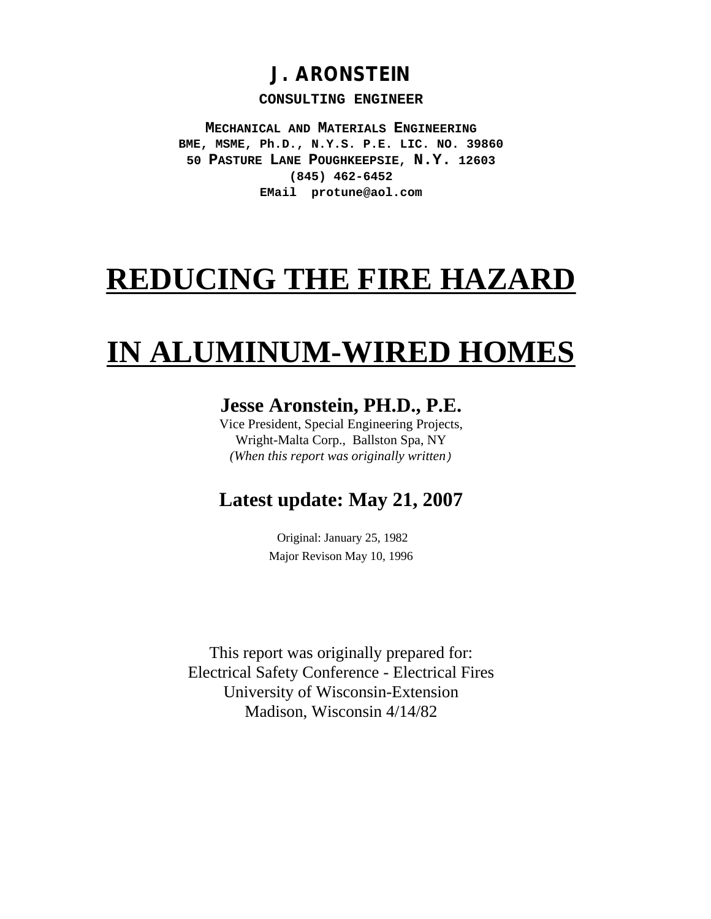**J. ARONSTEIN**

**CONSULTING ENGINEER**

**MECHANICAL AND MATERIALS ENGINEERING**
**BME, MSME, Ph.D., N.Y.S. P.E. LIC. NO. 39860**
**50 PASTURE LANE POUGHKEEPSIE, N.Y. 12603**
**(845) 462-6452**
**EMail protune@aol.com**

# REDUCING THE FIRE HAZARD

# IN ALUMINUM-WIRED HOMES

**Jesse Aronstein, PH.D., P.E.**
Vice President, Special Engineering Projects,
Wright-Malta Corp., Ballston Spa, NY
*(When this report was originally written)*

**Latest update: May 21, 2007**

Original: January 25, 1982
Major Revison May 10, 1996

This report was originally prepared for:
Electrical Safety Conference - Electrical Fires
University of Wisconsin-Extension
Madison, Wisconsin 4/14/82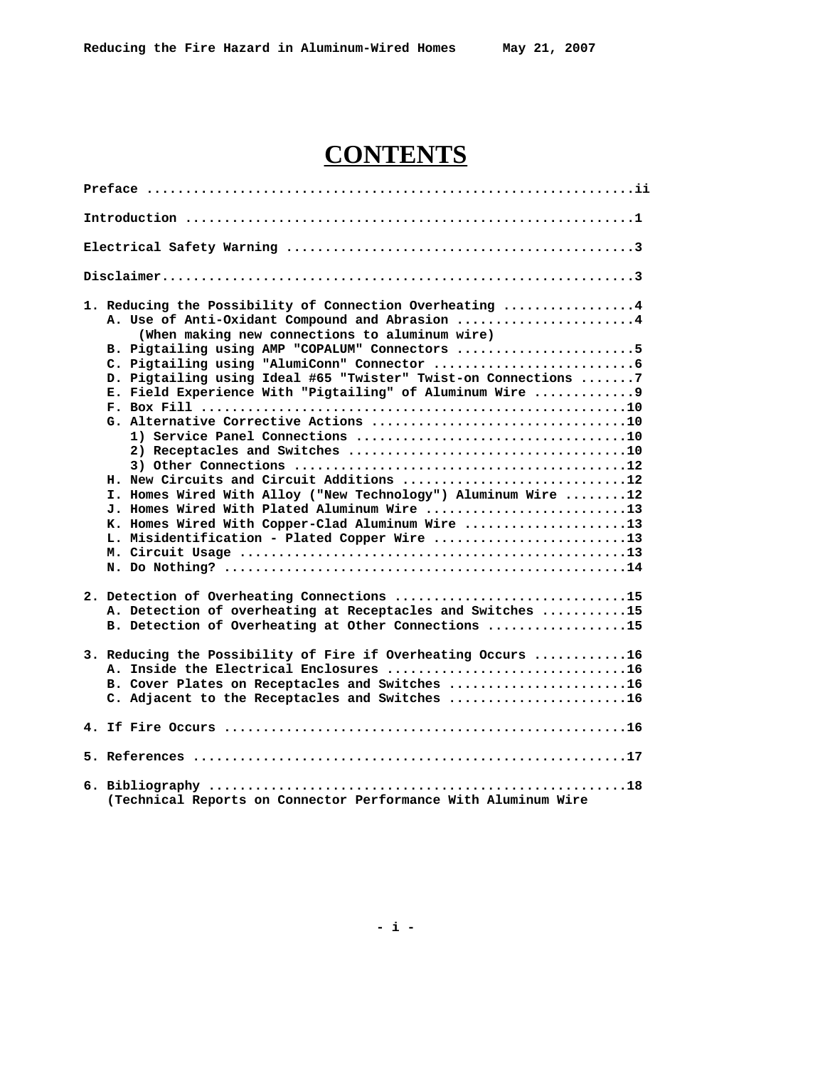# CONTENTS

**Preface ..............................................................ii**

**Introduction ..........................................................1**

**Electrical Safety Warning ............................................3**

**Disclaimer.............................................................3**

**1. Reducing the Possibility of Connection Overheating .................4**
- **A. Use of Anti-Oxidant Compound and Abrasion .......................4**
  **(When making new connections to aluminum wire)**
- **B. Pigtailing using AMP "COPALUM" Connectors .......................5**
- **C. Pigtailing using "AlumiConn" Connector ..........................6**
- **D. Pigtailing using Ideal #65 "Twister" Twist-on Connections .......7**
- **E. Field Experience With "Pigtailing" of Aluminum Wire ............9**
- **F. Box Fill .......................................................10**
- **G. Alternative Corrective Actions ................................10**
  - **1) Service Panel Connections ..................................10**
  - **2) Receptacles and Switches ...................................10**
  - **3) Other Connections ..........................................12**
- **H. New Circuits and Circuit Additions ............................12**
- **I. Homes Wired With Alloy ("New Technology") Aluminum Wire ........12**
- **J. Homes Wired With Plated Aluminum Wire ..........................13**
- **K. Homes Wired With Copper-Clad Aluminum Wire .....................13**
- **L. Misidentification - Plated Copper Wire .........................13**
- **M. Circuit Usage ..................................................13**
- **N. Do Nothing? ....................................................14**

**2. Detection of Overheating Connections .............................15**
- **A. Detection of overheating at Receptacles and Switches ...........15**
- **B. Detection of Overheating at Other Connections ..................15**

**3. Reducing the Possibility of Fire if Overheating Occurs ...........16**
- **A. Inside the Electrical Enclosures ...............................16**
- **B. Cover Plates on Receptacles and Switches .......................16**
- **C. Adjacent to the Receptacles and Switches .......................16**

**4. If Fire Occurs ...................................................16**

**5. References .......................................................17**

**6. Bibliography .....................................................18**
**(Technical Reports on Connector Performance With Aluminum Wire**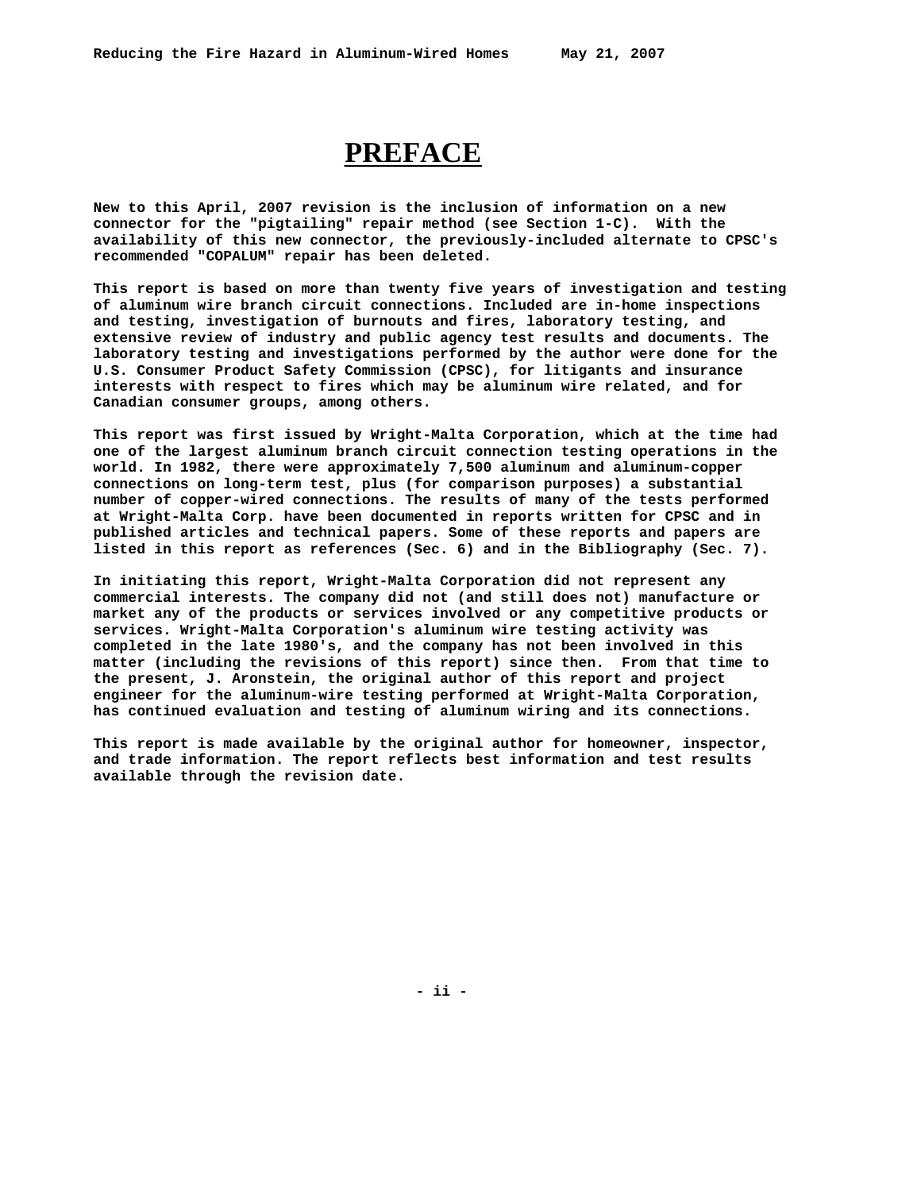# PREFACE

**New to this April, 2007 revision is the inclusion of information on a new connector for the "pigtailing" repair method (see Section 1-C). With the availability of this new connector, the previously-included alternate to CPSC's recommended "COPALUM" repair has been deleted.**

**This report is based on more than twenty five years of investigation and testing of aluminum wire branch circuit connections. Included are in-home inspections and testing, investigation of burnouts and fires, laboratory testing, and extensive review of industry and public agency test results and documents. The laboratory testing and investigations performed by the author were done for the U.S. Consumer Product Safety Commission (CPSC), for litigants and insurance interests with respect to fires which may be aluminum wire related, and for Canadian consumer groups, among others.**

**This report was first issued by Wright-Malta Corporation, which at the time had one of the largest aluminum branch circuit connection testing operations in the world. In 1982, there were approximately 7,500 aluminum and aluminum-copper connections on long-term test, plus (for comparison purposes) a substantial number of copper-wired connections. The results of many of the tests performed at Wright-Malta Corp. have been documented in reports written for CPSC and in published articles and technical papers. Some of these reports and papers are listed in this report as references (Sec. 6) and in the Bibliography (Sec. 7).**

**In initiating this report, Wright-Malta Corporation did not represent any commercial interests. The company did not (and still does not) manufacture or market any of the products or services involved or any competitive products or services. Wright-Malta Corporation's aluminum wire testing activity was completed in the late 1980's, and the company has not been involved in this matter (including the revisions of this report) since then. From that time to the present, J. Aronstein, the original author of this report and project engineer for the aluminum-wire testing performed at Wright-Malta Corporation, has continued evaluation and testing of aluminum wiring and its connections.**

**This report is made available by the original author for homeowner, inspector, and trade information. The report reflects best information and test results available through the revision date.**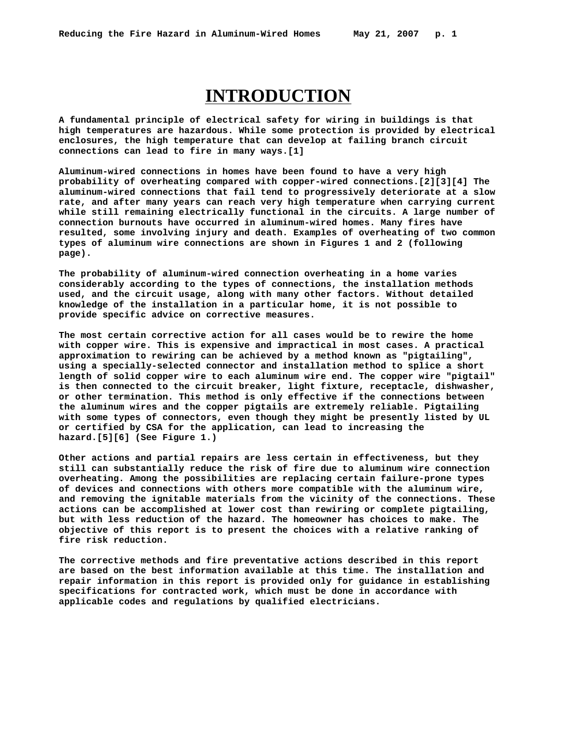# INTRODUCTION

A fundamental principle of electrical safety for wiring in buildings is that high temperatures are hazardous. While some protection is provided by electrical enclosures, the high temperature that can develop at failing branch circuit connections can lead to fire in many ways.[1]

Aluminum-wired connections in homes have been found to have a very high probability of overheating compared with copper-wired connections.[2][3][4] The aluminum-wired connections that fail tend to progressively deteriorate at a slow rate, and after many years can reach very high temperature when carrying current while still remaining electrically functional in the circuits. A large number of connection burnouts have occurred in aluminum-wired homes. Many fires have resulted, some involving injury and death. Examples of overheating of two common types of aluminum wire connections are shown in Figures 1 and 2 (following page).

The probability of aluminum-wired connection overheating in a home varies considerably according to the types of connections, the installation methods used, and the circuit usage, along with many other factors. Without detailed knowledge of the installation in a particular home, it is not possible to provide specific advice on corrective measures.

The most certain corrective action for all cases would be to rewire the home with copper wire. This is expensive and impractical in most cases. A practical approximation to rewiring can be achieved by a method known as "pigtailing", using a specially-selected connector and installation method to splice a short length of solid copper wire to each aluminum wire end. The copper wire "pigtail" is then connected to the circuit breaker, light fixture, receptacle, dishwasher, or other termination. This method is only effective if the connections between the aluminum wires and the copper pigtails are extremely reliable. Pigtailing with some types of connectors, even though they might be presently listed by UL or certified by CSA for the application, can lead to increasing the hazard.[5][6] (See Figure 1.)

Other actions and partial repairs are less certain in effectiveness, but they still can substantially reduce the risk of fire due to aluminum wire connection overheating. Among the possibilities are replacing certain failure-prone types of devices and connections with others more compatible with the aluminum wire, and removing the ignitable materials from the vicinity of the connections. These actions can be accomplished at lower cost than rewiring or complete pigtailing, but with less reduction of the hazard. The homeowner has choices to make. The objective of this report is to present the choices with a relative ranking of fire risk reduction.

The corrective methods and fire preventative actions described in this report are based on the best information available at this time. The installation and repair information in this report is provided only for guidance in establishing specifications for contracted work, which must be done in accordance with applicable codes and regulations by qualified electricians.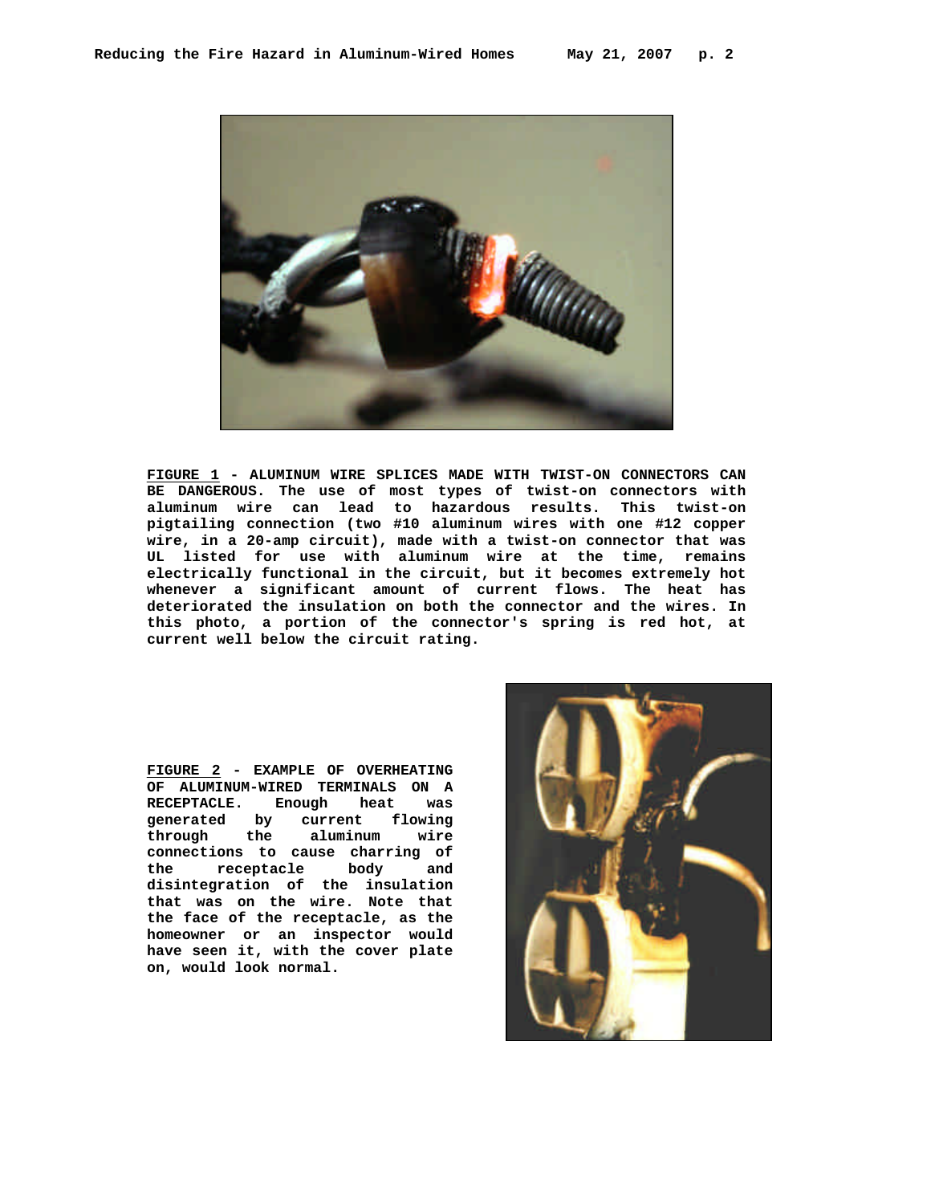**FIGURE 1 - ALUMINUM WIRE SPLICES MADE WITH TWIST-ON CONNECTORS CAN BE DANGEROUS.** The use of most types of twist-on connectors with aluminum wire can lead to hazardous results. This twist-on pigtailing connection (two #10 aluminum wires with one #12 copper wire, in a 20-amp circuit), made with a twist-on connector that was UL listed for use with aluminum wire at the time, remains electrically functional in the circuit, but it becomes extremely hot whenever a significant amount of current flows. The heat has deteriorated the insulation on both the connector and the wires. In this photo, a portion of the connector's spring is red hot, at current well below the circuit rating.

**FIGURE 2 - EXAMPLE OF OVERHEATING OF ALUMINUM-WIRED TERMINALS ON A RECEPTACLE.** Enough heat was generated by current flowing through the aluminum wire connections to cause charring of the receptacle body and disintegration of the insulation that was on the wire. Note that the face of the receptacle, as the homeowner or an inspector would have seen it, with the cover plate on, would look normal.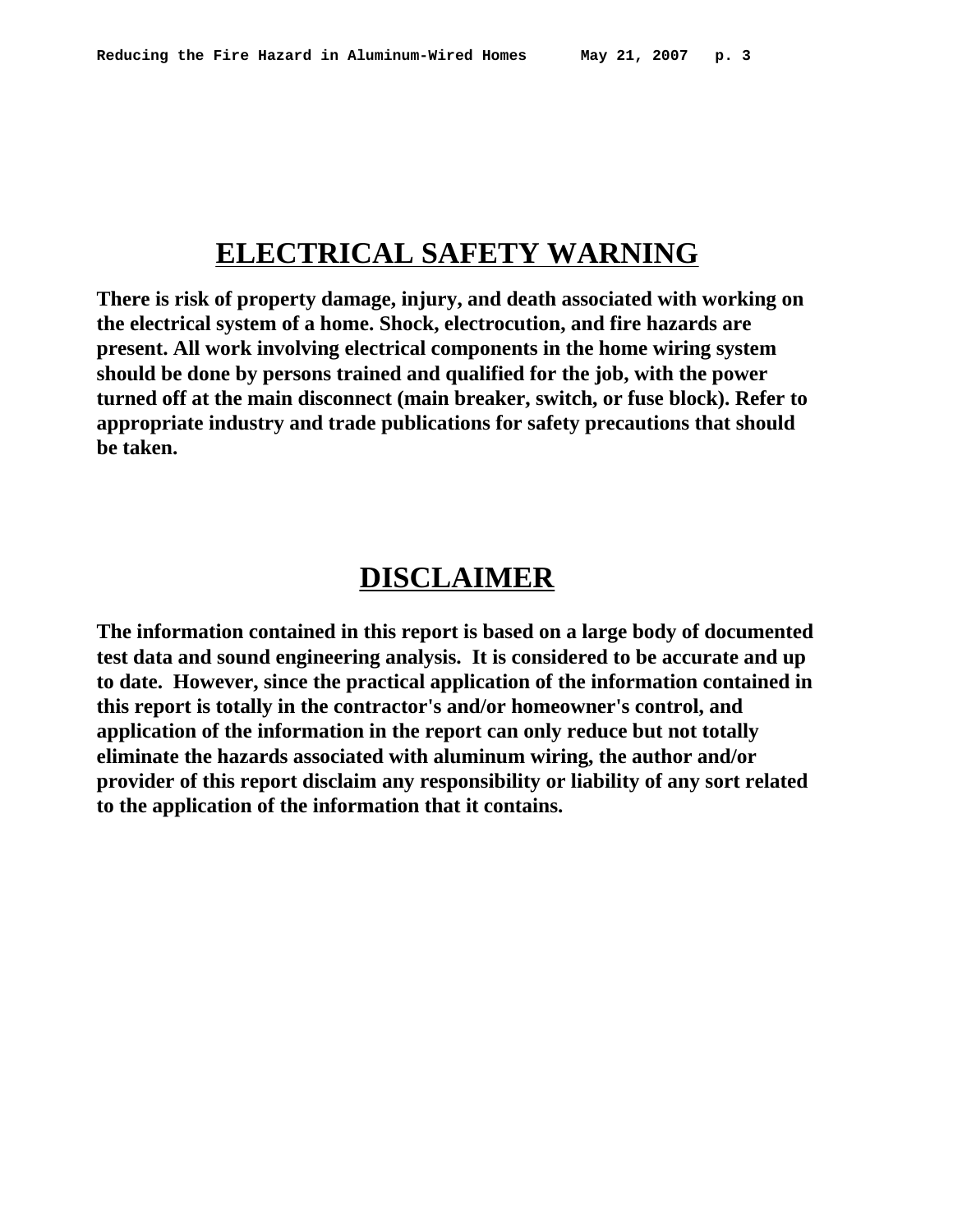## ELECTRICAL SAFETY WARNING

**There is risk of property damage, injury, and death associated with working on the electrical system of a home. Shock, electrocution, and fire hazards are present. All work involving electrical components in the home wiring system should be done by persons trained and qualified for the job, with the power turned off at the main disconnect (main breaker, switch, or fuse block). Refer to appropriate industry and trade publications for safety precautions that should be taken.**

## DISCLAIMER

**The information contained in this report is based on a large body of documented test data and sound engineering analysis. It is considered to be accurate and up to date. However, since the practical application of the information contained in this report is totally in the contractor's and/or homeowner's control, and application of the information in the report can only reduce but not totally eliminate the hazards associated with aluminum wiring, the author and/or provider of this report disclaim any responsibility or liability of any sort related to the application of the information that it contains.**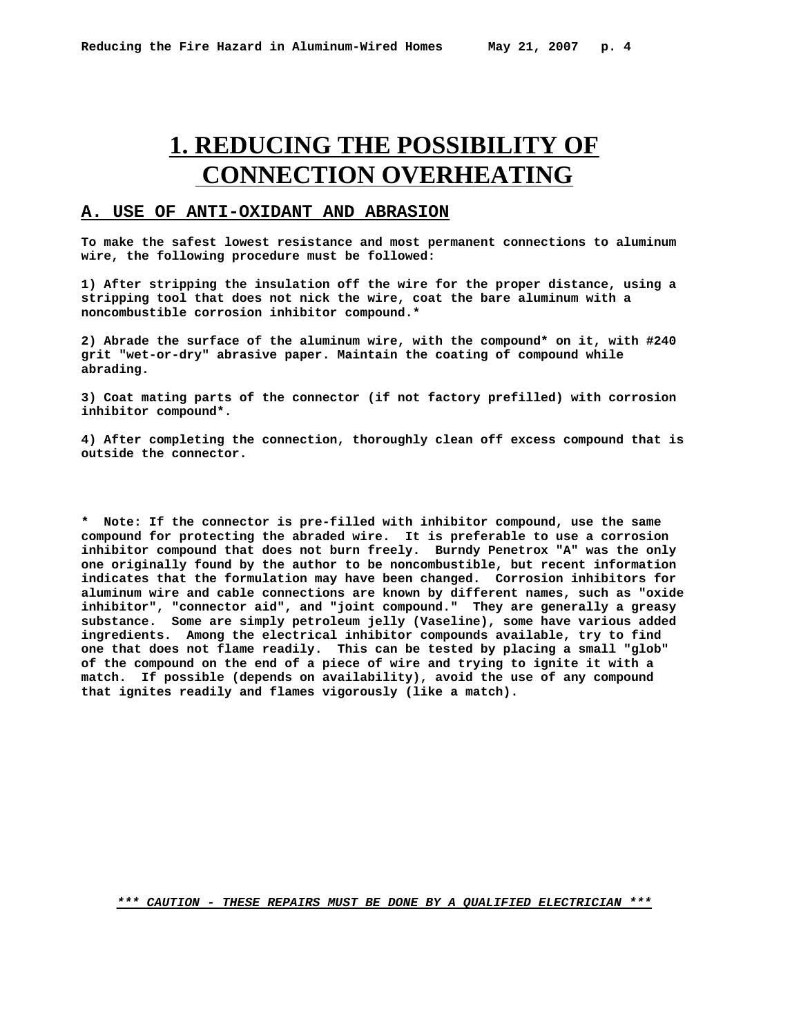# 1. REDUCING THE POSSIBILITY OF CONNECTION OVERHEATING

## A. USE OF ANTI-OXIDANT AND ABRASION

**To make the safest lowest resistance and most permanent connections to aluminum wire, the following procedure must be followed:**

**1) After stripping the insulation off the wire for the proper distance, using a stripping tool that does not nick the wire, coat the bare aluminum with a noncombustible corrosion inhibitor compound.***

**2) Abrade the surface of the aluminum wire, with the compound* on it, with #240 grit "wet-or-dry" abrasive paper. Maintain the coating of compound while abrading.**

**3) Coat mating parts of the connector (if not factory prefilled) with corrosion inhibitor compound*.**

**4) After completing the connection, thoroughly clean off excess compound that is outside the connector.**

**\* Note: If the connector is pre-filled with inhibitor compound, use the same compound for protecting the abraded wire. It is preferable to use a corrosion inhibitor compound that does not burn freely. Burndy Penetrox "A" was the only one originally found by the author to be noncombustible, but recent information indicates that the formulation may have been changed. Corrosion inhibitors for aluminum wire and cable connections are known by different names, such as "oxide inhibitor", "connector aid", and "joint compound." They are generally a greasy substance. Some are simply petroleum jelly (Vaseline), some have various added ingredients. Among the electrical inhibitor compounds available, try to find one that does not flame readily. This can be tested by placing a small "glob" of the compound on the end of a piece of wire and trying to ignite it with a match. If possible (depends on availability), avoid the use of any compound that ignites readily and flames vigorously (like a match).**

***\*\*\* CAUTION - THESE REPAIRS MUST BE DONE BY A QUALIFIED ELECTRICIAN \*\*\****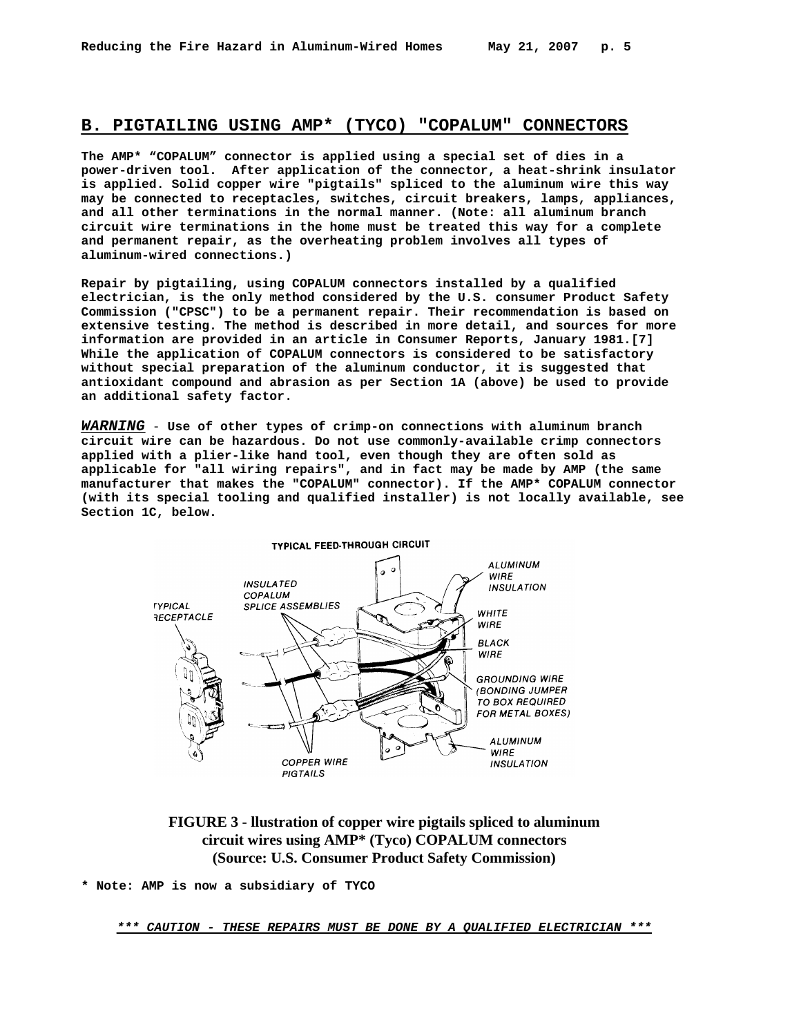## B. PIGTAILING USING AMP* (TYCO) "COPALUM" CONNECTORS

**The AMP* "COPALUM" connector is applied using a special set of dies in a power-driven tool. After application of the connector, a heat-shrink insulator is applied. Solid copper wire "pigtails" spliced to the aluminum wire this way may be connected to receptacles, switches, circuit breakers, lamps, appliances, and all other terminations in the normal manner. (Note: all aluminum branch circuit wire terminations in the home must be treated this way for a complete and permanent repair, as the overheating problem involves all types of aluminum-wired connections.)**

**Repair by pigtailing, using COPALUM connectors installed by a qualified electrician, is the only method considered by the U.S. consumer Product Safety Commission ("CPSC") to be a permanent repair. Their recommendation is based on extensive testing. The method is described in more detail, and sources for more information are provided in an article in Consumer Reports, January 1981.[7] While the application of COPALUM connectors is considered to be satisfactory without special preparation of the aluminum conductor, it is suggested that antioxidant compound and abrasion as per Section 1A (above) be used to provide an additional safety factor.**

***WARNING*** - **Use of other types of crimp-on connections with aluminum branch circuit wire can be hazardous. Do not use commonly-available crimp connectors applied with a plier-like hand tool, even though they are often sold as applicable for "all wiring repairs", and in fact may be made by AMP (the same manufacturer that makes the "COPALUM" connector). If the AMP* COPALUM connector (with its special tooling and qualified installer) is not locally available, see Section 1C, below.**

TYPICAL FEED-THROUGH CIRCUIT

TYPICAL RECEPTACLE; INSULATED COPALUM SPLICE ASSEMBLIES; ALUMINUM WIRE INSULATION; WHITE WIRE; BLACK WIRE; GROUNDING WIRE (BONDING JUMPER TO BOX REQUIRED FOR METAL BOXES); ALUMINUM WIRE INSULATION; COPPER WIRE PIGTAILS

**FIGURE 3 - llustration of copper wire pigtails spliced to aluminum circuit wires using AMP* (Tyco) COPALUM connectors (Source: U.S. Consumer Product Safety Commission)**

**\* Note: AMP is now a subsidiary of TYCO**

***\*\*\* CAUTION - THESE REPAIRS MUST BE DONE BY A QUALIFIED ELECTRICIAN \*\*\****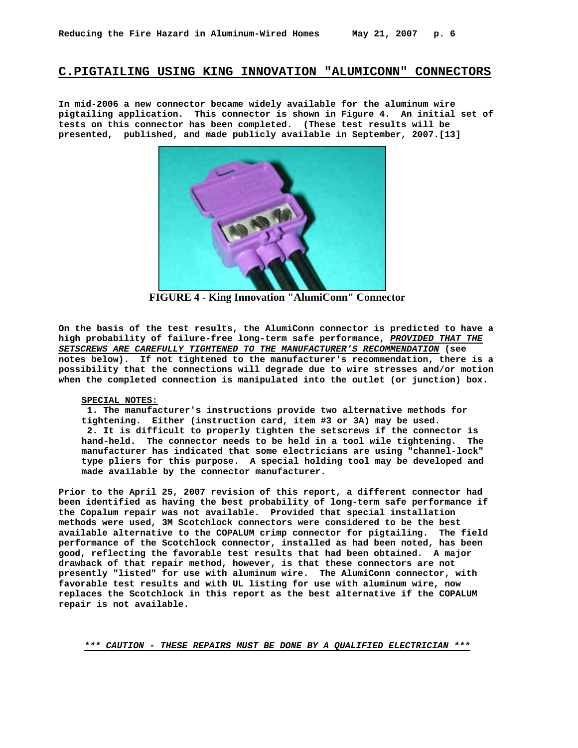## C. PIGTAILING USING KING INNOVATION "ALUMICONN" CONNECTORS

**In mid-2006 a new connector became widely available for the aluminum wire pigtailing application. This connector is shown in Figure 4. An initial set of tests on this connector has been completed. (These test results will be presented, published, and made publicly available in September, 2007.[13]**

**FIGURE 4 - King Innovation "AlumiConn" Connector**

**On the basis of the test results, the AlumiConn connector is predicted to have a high probability of failure-free long-term safe performance, *PROVIDED THAT THE SETSCREWS ARE CAREFULLY TIGHTENED TO THE MANUFACTURER'S RECOMMENDATION* (see notes below). If not tightened to the manufacturer's recommendation, there is a possibility that the connections will degrade due to wire stresses and/or motion when the completed connection is manipulated into the outlet (or junction) box.**

**SPECIAL NOTES:**

1. **The manufacturer's instructions provide two alternative methods for tightening. Either (instruction card, item #3 or 3A) may be used.**
2. **It is difficult to properly tighten the setscrews if the connector is hand-held. The connector needs to be held in a tool wile tightening. The manufacturer has indicated that some electricians are using "channel-lock" type pliers for this purpose. A special holding tool may be developed and made available by the connector manufacturer.**

**Prior to the April 25, 2007 revision of this report, a different connector had been identified as having the best probability of long-term safe performance if the Copalum repair was not available. Provided that special installation methods were used, 3M Scotchlock connectors were considered to be the best available alternative to the COPALUM crimp connector for pigtailing. The field performance of the Scotchlock connector, installed as had been noted, has been good, reflecting the favorable test results that had been obtained. A major drawback of that repair method, however, is that these connectors are not presently "listed" for use with aluminum wire. The AlumiConn connector, with favorable test results and with UL listing for use with aluminum wire, now replaces the Scotchlock in this report as the best alternative if the COPALUM repair is not available.**

***\*\*\* CAUTION - THESE REPAIRS MUST BE DONE BY A QUALIFIED ELECTRICIAN \*\*\****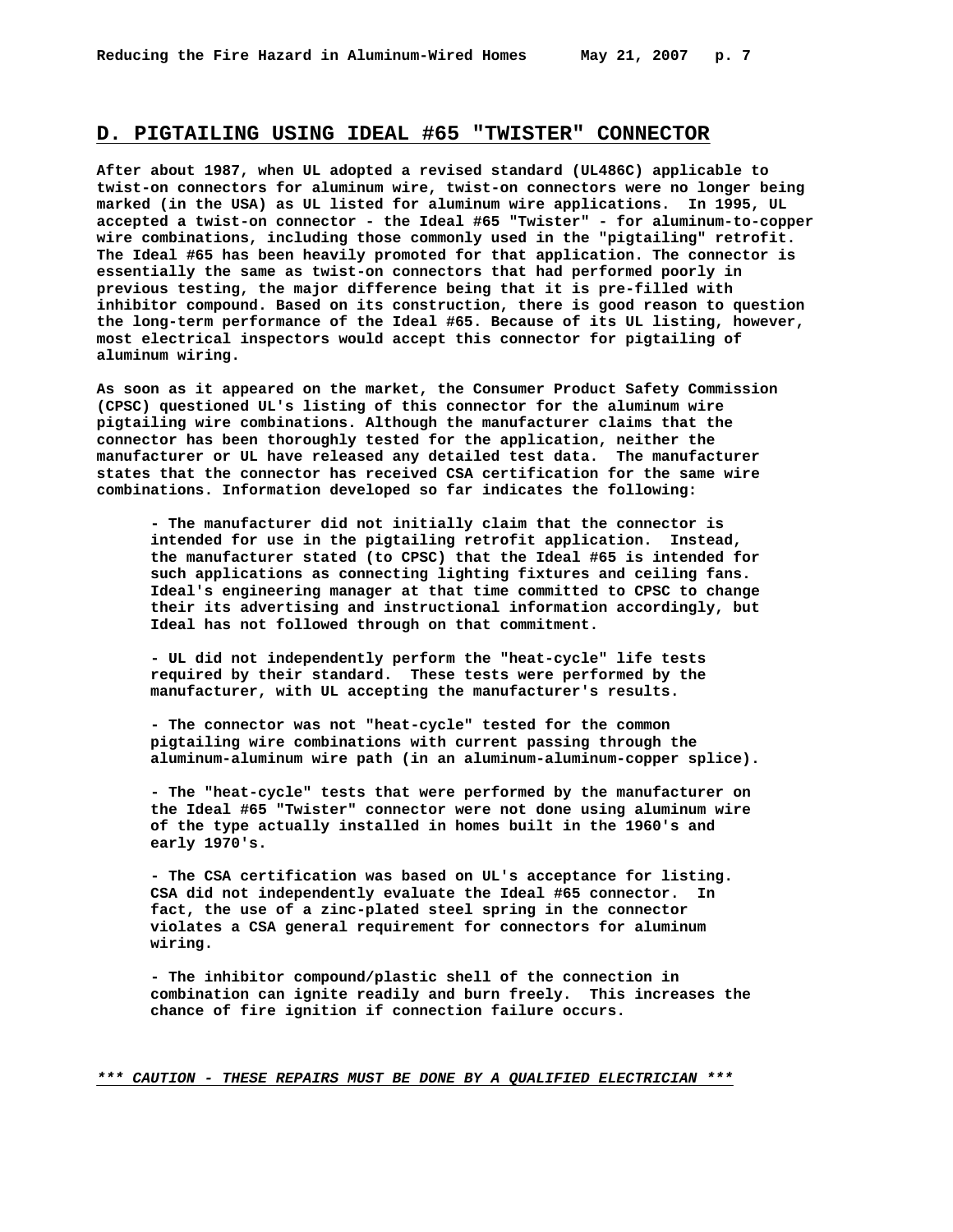## D. PIGTAILING USING IDEAL #65 "TWISTER" CONNECTOR

After about 1987, when UL adopted a revised standard (UL486C) applicable to twist-on connectors for aluminum wire, twist-on connectors were no longer being marked (in the USA) as UL listed for aluminum wire applications. In 1995, UL accepted a twist-on connector - the Ideal #65 "Twister" - for aluminum-to-copper wire combinations, including those commonly used in the "pigtailing" retrofit. The Ideal #65 has been heavily promoted for that application. The connector is essentially the same as twist-on connectors that had performed poorly in previous testing, the major difference being that it is pre-filled with inhibitor compound. Based on its construction, there is good reason to question the long-term performance of the Ideal #65. Because of its UL listing, however, most electrical inspectors would accept this connector for pigtailing of aluminum wiring.

As soon as it appeared on the market, the Consumer Product Safety Commission (CPSC) questioned UL's listing of this connector for the aluminum wire pigtailing wire combinations. Although the manufacturer claims that the connector has been thoroughly tested for the application, neither the manufacturer or UL have released any detailed test data. The manufacturer states that the connector has received CSA certification for the same wire combinations. Information developed so far indicates the following:

- The manufacturer did not initially claim that the connector is intended for use in the pigtailing retrofit application. Instead, the manufacturer stated (to CPSC) that the Ideal #65 is intended for such applications as connecting lighting fixtures and ceiling fans. Ideal's engineering manager at that time committed to CPSC to change their its advertising and instructional information accordingly, but Ideal has not followed through on that commitment.

- UL did not independently perform the "heat-cycle" life tests required by their standard. These tests were performed by the manufacturer, with UL accepting the manufacturer's results.

- The connector was not "heat-cycle" tested for the common pigtailing wire combinations with current passing through the aluminum-aluminum wire path (in an aluminum-aluminum-copper splice).

- The "heat-cycle" tests that were performed by the manufacturer on the Ideal #65 "Twister" connector were not done using aluminum wire of the type actually installed in homes built in the 1960's and early 1970's.

- The CSA certification was based on UL's acceptance for listing. CSA did not independently evaluate the Ideal #65 connector. In fact, the use of a zinc-plated steel spring in the connector violates a CSA general requirement for connectors for aluminum wiring.

- The inhibitor compound/plastic shell of the connection in combination can ignite readily and burn freely. This increases the chance of fire ignition if connection failure occurs.

***\*\*\* CAUTION - THESE REPAIRS MUST BE DONE BY A QUALIFIED ELECTRICIAN \*\*\****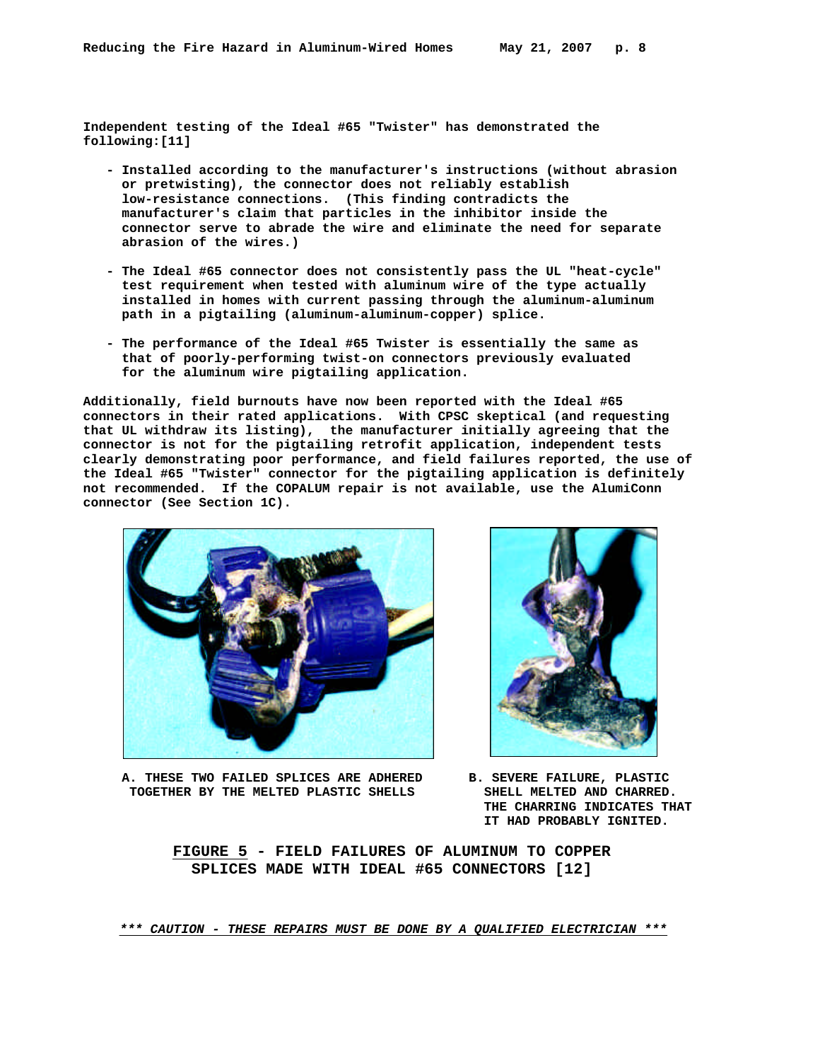**Independent testing of the Ideal #65 "Twister" has demonstrated the following:[11]**

- **Installed according to the manufacturer's instructions (without abrasion or pretwisting), the connector does not reliably establish low-resistance connections. (This finding contradicts the manufacturer's claim that particles in the inhibitor inside the connector serve to abrade the wire and eliminate the need for separate abrasion of the wires.)**

- **The Ideal #65 connector does not consistently pass the UL "heat-cycle" test requirement when tested with aluminum wire of the type actually installed in homes with current passing through the aluminum-aluminum path in a pigtailing (aluminum-aluminum-copper) splice.**

- **The performance of the Ideal #65 Twister is essentially the same as that of poorly-performing twist-on connectors previously evaluated for the aluminum wire pigtailing application.**

**Additionally, field burnouts have now been reported with the Ideal #65 connectors in their rated applications. With CPSC skeptical (and requesting that UL withdraw its listing), the manufacturer initially agreeing that the connector is not for the pigtailing retrofit application, independent tests clearly demonstrating poor performance, and field failures reported, the use of the Ideal #65 "Twister" connector for the pigtailing application is definitely not recommended. If the COPALUM repair is not available, use the AlumiConn connector (See Section 1C).**

**A. THESE TWO FAILED SPLICES ARE ADHERED TOGETHER BY THE MELTED PLASTIC SHELLS**

**B. SEVERE FAILURE, PLASTIC SHELL MELTED AND CHARRED. THE CHARRING INDICATES THAT IT HAD PROBABLY IGNITED.**

**FIGURE 5 - FIELD FAILURES OF ALUMINUM TO COPPER SPLICES MADE WITH IDEAL #65 CONNECTORS [12]**

***\*\*\* CAUTION - THESE REPAIRS MUST BE DONE BY A QUALIFIED ELECTRICIAN \*\*\****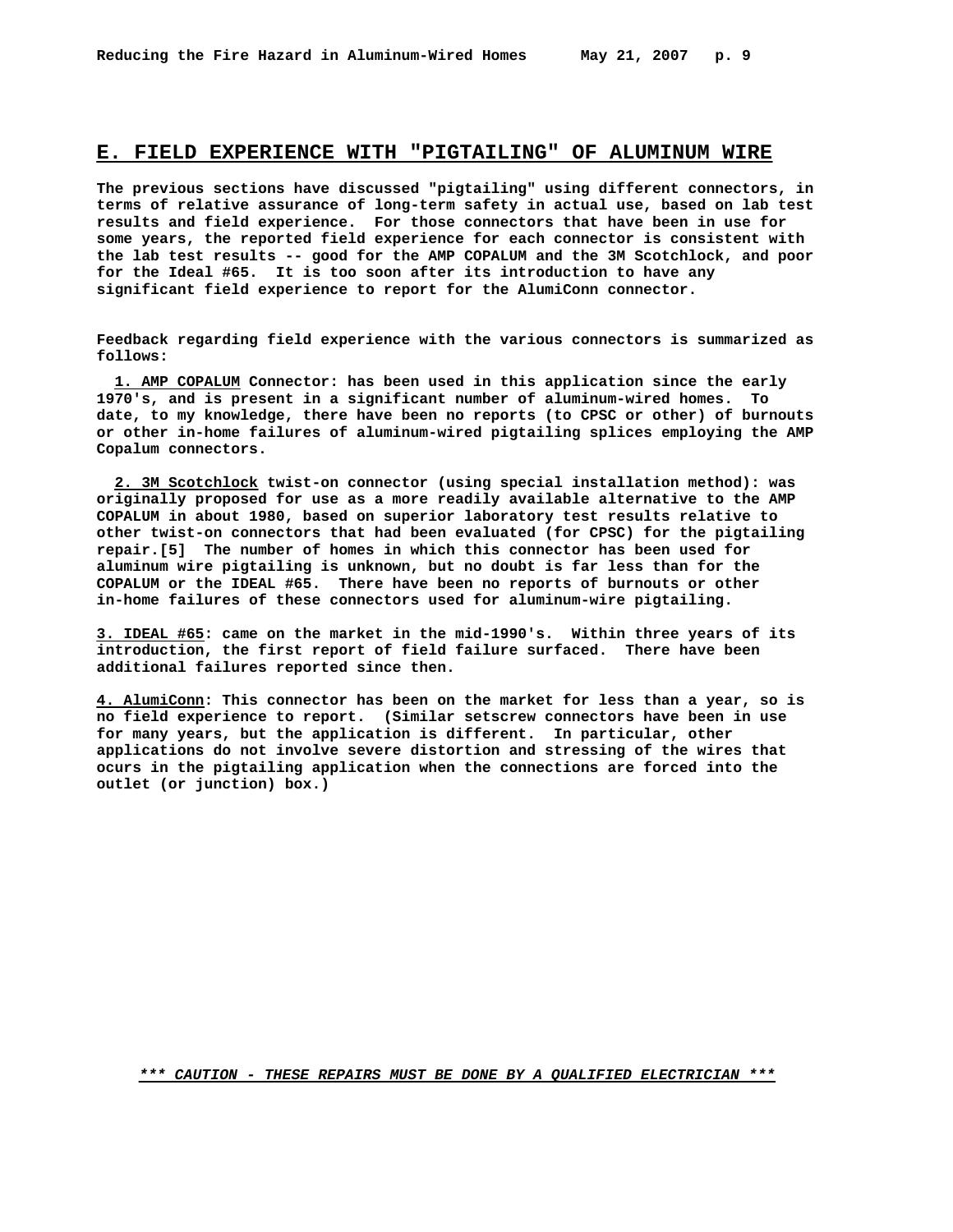## E. FIELD EXPERIENCE WITH "PIGTAILING" OF ALUMINUM WIRE

**The previous sections have discussed "pigtailing" using different connectors, in terms of relative assurance of long-term safety in actual use, based on lab test results and field experience. For those connectors that have been in use for some years, the reported field experience for each connector is consistent with the lab test results -- good for the AMP COPALUM and the 3M Scotchlock, and poor for the Ideal #65. It is too soon after its introduction to have any significant field experience to report for the AlumiConn connector.**

**Feedback regarding field experience with the various connectors is summarized as follows:**

**<u>1. AMP COPALUM</u> Connector: has been used in this application since the early 1970's, and is present in a significant number of aluminum-wired homes. To date, to my knowledge, there have been no reports (to CPSC or other) of burnouts or other in-home failures of aluminum-wired pigtailing splices employing the AMP Copalum connectors.**

**<u>2. 3M Scotchlock</u> twist-on connector (using special installation method): was originally proposed for use as a more readily available alternative to the AMP COPALUM in about 1980, based on superior laboratory test results relative to other twist-on connectors that had been evaluated (for CPSC) for the pigtailing repair.[5] The number of homes in which this connector has been used for aluminum wire pigtailing is unknown, but no doubt is far less than for the COPALUM or the IDEAL #65. There have been no reports of burnouts or other in-home failures of these connectors used for aluminum-wire pigtailing.**

**<u>3. IDEAL #65</u>: came on the market in the mid-1990's. Within three years of its introduction, the first report of field failure surfaced. There have been additional failures reported since then.**

**<u>4. AlumiConn</u>: This connector has been on the market for less than a year, so is no field experience to report. (Similar setscrew connectors have been in use for many years, but the application is different. In particular, other applications do not involve severe distortion and stressing of the wires that ocurs in the pigtailing application when the connections are forced into the outlet (or junction) box.)**

***\*\*\* CAUTION - THESE REPAIRS MUST BE DONE BY A QUALIFIED ELECTRICIAN \*\*\****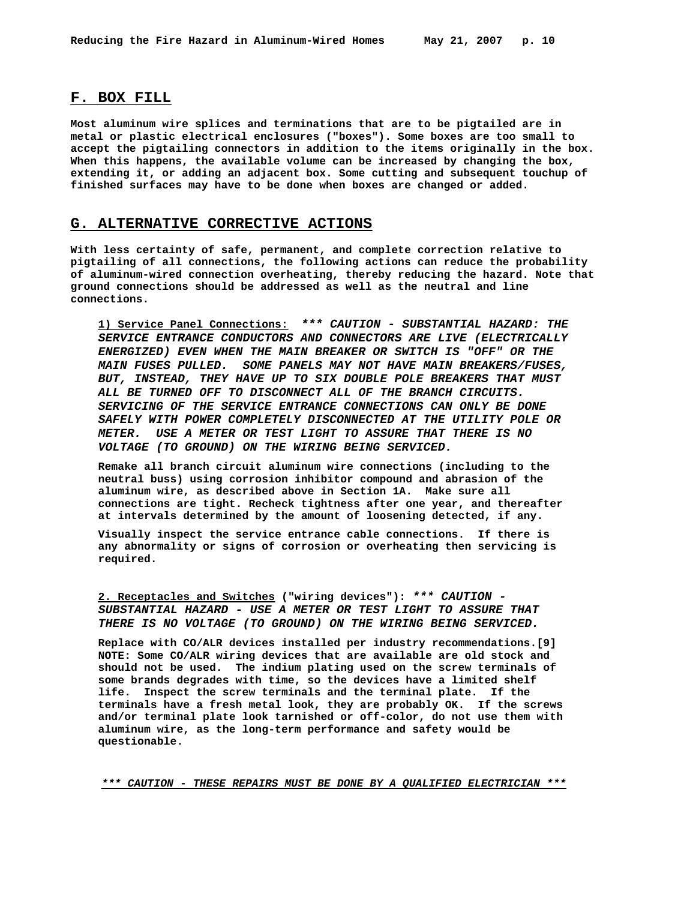## F. BOX FILL

**Most aluminum wire splices and terminations that are to be pigtailed are in metal or plastic electrical enclosures ("boxes"). Some boxes are too small to accept the pigtailing connectors in addition to the items originally in the box. When this happens, the available volume can be increased by changing the box, extending it, or adding an adjacent box. Some cutting and subsequent touchup of finished surfaces may have to be done when boxes are changed or added.**

## G. ALTERNATIVE CORRECTIVE ACTIONS

**With less certainty of safe, permanent, and complete correction relative to pigtailing of all connections, the following actions can reduce the probability of aluminum-wired connection overheating, thereby reducing the hazard. Note that ground connections should be addressed as well as the neutral and line connections.**

**1) Service Panel Connections:** ***\*\*\* CAUTION - SUBSTANTIAL HAZARD: THE SERVICE ENTRANCE CONDUCTORS AND CONNECTORS ARE LIVE (ELECTRICALLY ENERGIZED) EVEN WHEN THE MAIN BREAKER OR SWITCH IS "OFF" OR THE MAIN FUSES PULLED. SOME PANELS MAY NOT HAVE MAIN BREAKERS/FUSES, BUT, INSTEAD, THEY HAVE UP TO SIX DOUBLE POLE BREAKERS THAT MUST ALL BE TURNED OFF TO DISCONNECT ALL OF THE BRANCH CIRCUITS. SERVICING OF THE SERVICE ENTRANCE CONNECTIONS CAN ONLY BE DONE SAFELY WITH POWER COMPLETELY DISCONNECTED AT THE UTILITY POLE OR METER. USE A METER OR TEST LIGHT TO ASSURE THAT THERE IS NO VOLTAGE (TO GROUND) ON THE WIRING BEING SERVICED.***

**Remake all branch circuit aluminum wire connections (including to the neutral buss) using corrosion inhibitor compound and abrasion of the aluminum wire, as described above in Section 1A. Make sure all connections are tight. Recheck tightness after one year, and thereafter at intervals determined by the amount of loosening detected, if any.**

**Visually inspect the service entrance cable connections. If there is any abnormality or signs of corrosion or overheating then servicing is required.**

**2. Receptacles and Switches ("wiring devices"):** ***\*\*\* CAUTION - SUBSTANTIAL HAZARD - USE A METER OR TEST LIGHT TO ASSURE THAT THERE IS NO VOLTAGE (TO GROUND) ON THE WIRING BEING SERVICED.***

**Replace with CO/ALR devices installed per industry recommendations.[9] NOTE: Some CO/ALR wiring devices that are available are old stock and should not be used. The indium plating used on the screw terminals of some brands degrades with time, so the devices have a limited shelf life. Inspect the screw terminals and the terminal plate. If the terminals have a fresh metal look, they are probably OK. If the screws and/or terminal plate look tarnished or off-color, do not use them with aluminum wire, as the long-term performance and safety would be questionable.**

***\*\*\* CAUTION - THESE REPAIRS MUST BE DONE BY A QUALIFIED ELECTRICIAN \*\*\****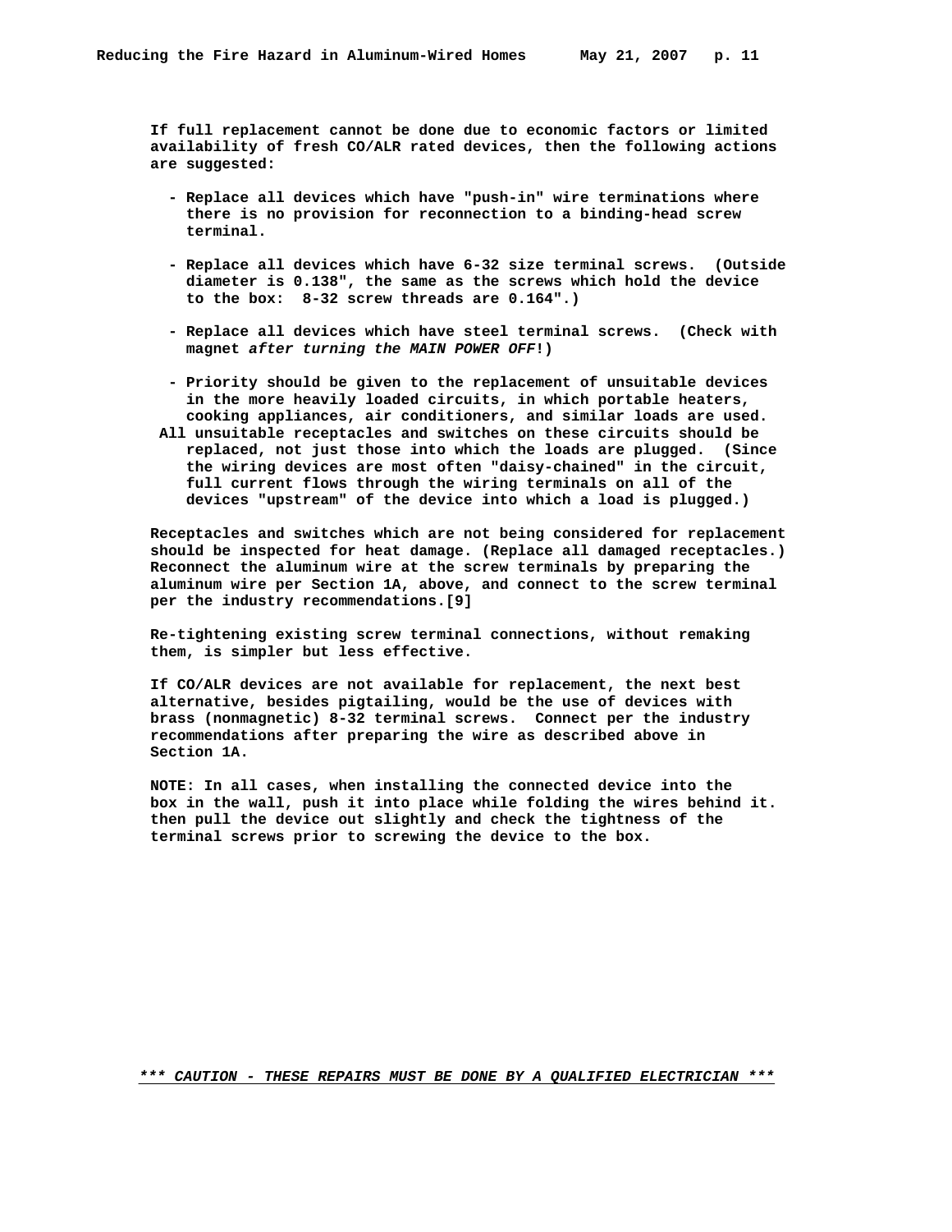**If full replacement cannot be done due to economic factors or limited availability of fresh CO/ALR rated devices, then the following actions are suggested:**

- **Replace all devices which have "push-in" wire terminations where there is no provision for reconnection to a binding-head screw terminal.**

- **Replace all devices which have 6-32 size terminal screws. (Outside diameter is 0.138", the same as the screws which hold the device to the box: 8-32 screw threads are 0.164".)**

- **Replace all devices which have steel terminal screws. (Check with magnet *after turning the MAIN POWER OFF*!)**

- **Priority should be given to the replacement of unsuitable devices in the more heavily loaded circuits, in which portable heaters, cooking appliances, air conditioners, and similar loads are used. All unsuitable receptacles and switches on these circuits should be replaced, not just those into which the loads are plugged. (Since the wiring devices are most often "daisy-chained" in the circuit, full current flows through the wiring terminals on all of the devices "upstream" of the device into which a load is plugged.)**

**Receptacles and switches which are not being considered for replacement should be inspected for heat damage. (Replace all damaged receptacles.) Reconnect the aluminum wire at the screw terminals by preparing the aluminum wire per Section 1A, above, and connect to the screw terminal per the industry recommendations.[9]**

**Re-tightening existing screw terminal connections, without remaking them, is simpler but less effective.**

**If CO/ALR devices are not available for replacement, the next best alternative, besides pigtailing, would be the use of devices with brass (nonmagnetic) 8-32 terminal screws. Connect per the industry recommendations after preparing the wire as described above in Section 1A.**

**NOTE: In all cases, when installing the connected device into the box in the wall, push it into place while folding the wires behind it. then pull the device out slightly and check the tightness of the terminal screws prior to screwing the device to the box.**

***\*\*\* CAUTION - THESE REPAIRS MUST BE DONE BY A QUALIFIED ELECTRICIAN \*\*\****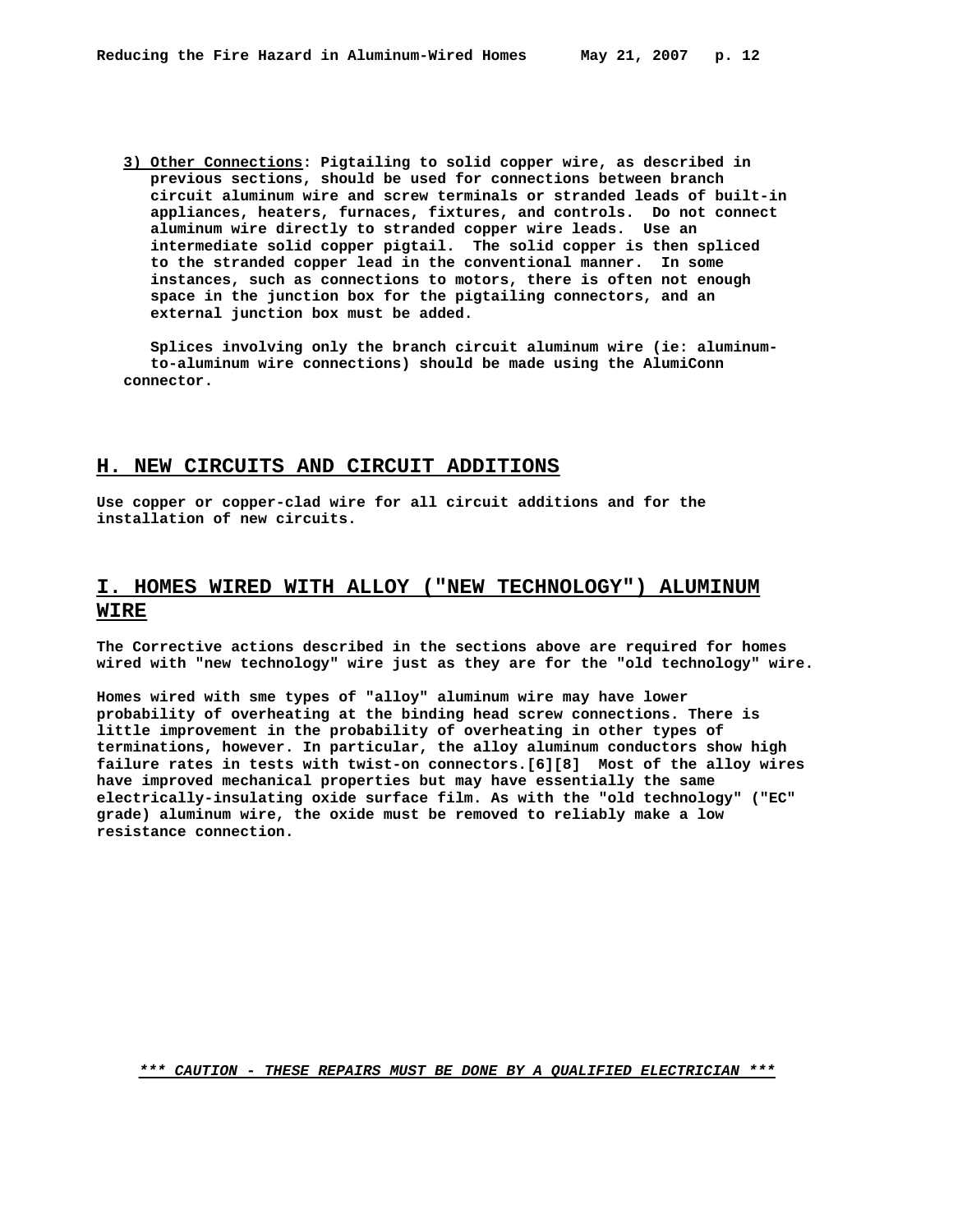**3) Other Connections**: Pigtailing to solid copper wire, as described in previous sections, should be used for connections between branch circuit aluminum wire and screw terminals or stranded leads of built-in appliances, heaters, furnaces, fixtures, and controls. Do not connect aluminum wire directly to stranded copper wire leads. Use an intermediate solid copper pigtail. The solid copper is then spliced to the stranded copper lead in the conventional manner. In some instances, such as connections to motors, there is often not enough space in the junction box for the pigtailing connectors, and an external junction box must be added.

Splices involving only the branch circuit aluminum wire (ie: aluminum-to-aluminum wire connections) should be made using the AlumiConn connector.

## H. NEW CIRCUITS AND CIRCUIT ADDITIONS

Use copper or copper-clad wire for all circuit additions and for the installation of new circuits.

## I. HOMES WIRED WITH ALLOY ("NEW TECHNOLOGY") ALUMINUM WIRE

The Corrective actions described in the sections above are required for homes wired with "new technology" wire just as they are for the "old technology" wire.

Homes wired with sme types of "alloy" aluminum wire may have lower probability of overheating at the binding head screw connections. There is little improvement in the probability of overheating in other types of terminations, however. In particular, the alloy aluminum conductors show high failure rates in tests with twist-on connectors.[6][8] Most of the alloy wires have improved mechanical properties but may have essentially the same electrically-insulating oxide surface film. As with the "old technology" ("EC" grade) aluminum wire, the oxide must be removed to reliably make a low resistance connection.

***\*\*\* CAUTION - THESE REPAIRS MUST BE DONE BY A QUALIFIED ELECTRICIAN \*\*\****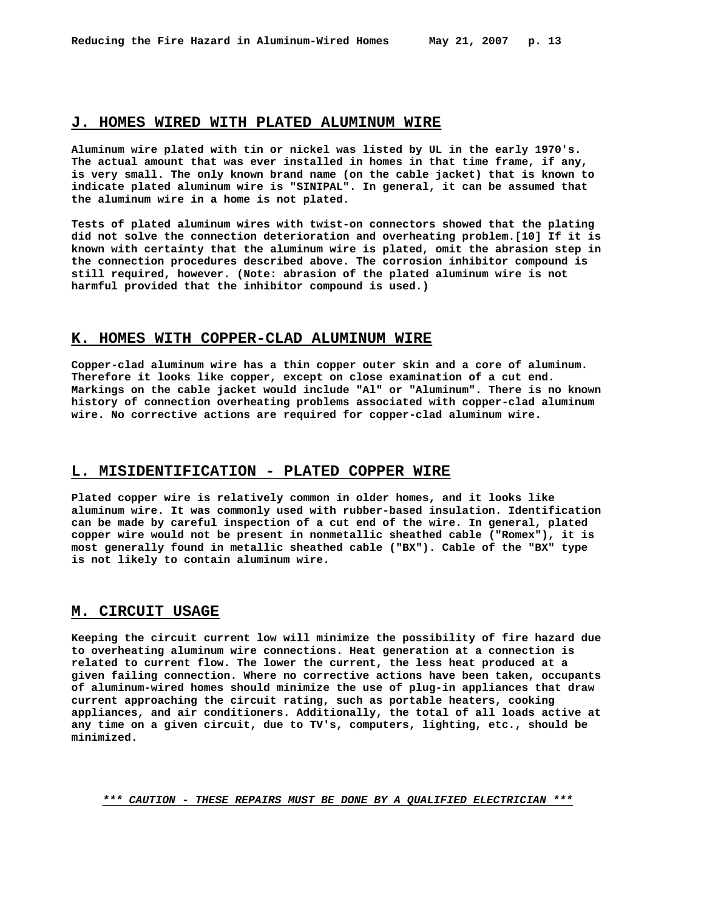## J. HOMES WIRED WITH PLATED ALUMINUM WIRE

**Aluminum wire plated with tin or nickel was listed by UL in the early 1970's. The actual amount that was ever installed in homes in that time frame, if any, is very small. The only known brand name (on the cable jacket) that is known to indicate plated aluminum wire is "SINIPAL". In general, it can be assumed that the aluminum wire in a home is not plated.**

**Tests of plated aluminum wires with twist-on connectors showed that the plating did not solve the connection deterioration and overheating problem.[10] If it is known with certainty that the aluminum wire is plated, omit the abrasion step in the connection procedures described above. The corrosion inhibitor compound is still required, however. (Note: abrasion of the plated aluminum wire is not harmful provided that the inhibitor compound is used.)**

## K. HOMES WITH COPPER-CLAD ALUMINUM WIRE

**Copper-clad aluminum wire has a thin copper outer skin and a core of aluminum. Therefore it looks like copper, except on close examination of a cut end. Markings on the cable jacket would include "Al" or "Aluminum". There is no known history of connection overheating problems associated with copper-clad aluminum wire. No corrective actions are required for copper-clad aluminum wire.**

## L. MISIDENTIFICATION - PLATED COPPER WIRE

**Plated copper wire is relatively common in older homes, and it looks like aluminum wire. It was commonly used with rubber-based insulation. Identification can be made by careful inspection of a cut end of the wire. In general, plated copper wire would not be present in nonmetallic sheathed cable ("Romex"), it is most generally found in metallic sheathed cable ("BX"). Cable of the "BX" type is not likely to contain aluminum wire.**

## M. CIRCUIT USAGE

**Keeping the circuit current low will minimize the possibility of fire hazard due to overheating aluminum wire connections. Heat generation at a connection is related to current flow. The lower the current, the less heat produced at a given failing connection. Where no corrective actions have been taken, occupants of aluminum-wired homes should minimize the use of plug-in appliances that draw current approaching the circuit rating, such as portable heaters, cooking appliances, and air conditioners. Additionally, the total of all loads active at any time on a given circuit, due to TV's, computers, lighting, etc., should be minimized.**

***\*\*\* CAUTION - THESE REPAIRS MUST BE DONE BY A QUALIFIED ELECTRICIAN \*\*\****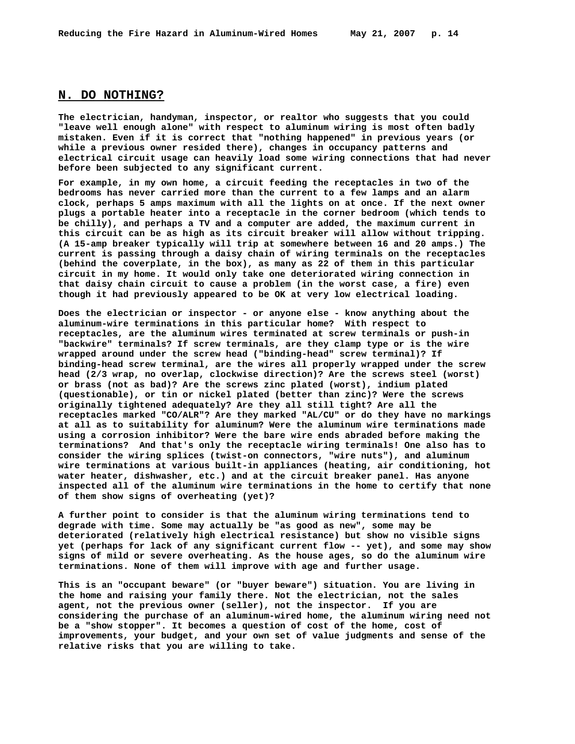## N. DO NOTHING?

The electrician, handyman, inspector, or realtor who suggests that you could "leave well enough alone" with respect to aluminum wiring is most often badly mistaken. Even if it is correct that "nothing happened" in previous years (or while a previous owner resided there), changes in occupancy patterns and electrical circuit usage can heavily load some wiring connections that had never before been subjected to any significant current.

For example, in my own home, a circuit feeding the receptacles in two of the bedrooms has never carried more than the current to a few lamps and an alarm clock, perhaps 5 amps maximum with all the lights on at once. If the next owner plugs a portable heater into a receptacle in the corner bedroom (which tends to be chilly), and perhaps a TV and a computer are added, the maximum current in this circuit can be as high as its circuit breaker will allow without tripping. (A 15-amp breaker typically will trip at somewhere between 16 and 20 amps.) The current is passing through a daisy chain of wiring terminals on the receptacles (behind the coverplate, in the box), as many as 22 of them in this particular circuit in my home. It would only take one deteriorated wiring connection in that daisy chain circuit to cause a problem (in the worst case, a fire) even though it had previously appeared to be OK at very low electrical loading.

Does the electrician or inspector - or anyone else - know anything about the aluminum-wire terminations in this particular home? With respect to receptacles, are the aluminum wires terminated at screw terminals or push-in "backwire" terminals? If screw terminals, are they clamp type or is the wire wrapped around under the screw head ("binding-head" screw terminal)? If binding-head screw terminal, are the wires all properly wrapped under the screw head (2/3 wrap, no overlap, clockwise direction)? Are the screws steel (worst) or brass (not as bad)? Are the screws zinc plated (worst), indium plated (questionable), or tin or nickel plated (better than zinc)? Were the screws originally tightened adequately? Are they all still tight? Are all the receptacles marked "CO/ALR"? Are they marked "AL/CU" or do they have no markings at all as to suitability for aluminum? Were the aluminum wire terminations made using a corrosion inhibitor? Were the bare wire ends abraded before making the terminations? And that's only the receptacle wiring terminals! One also has to consider the wiring splices (twist-on connectors, "wire nuts"), and aluminum wire terminations at various built-in appliances (heating, air conditioning, hot water heater, dishwasher, etc.) and at the circuit breaker panel. Has anyone inspected all of the aluminum wire terminations in the home to certify that none of them show signs of overheating (yet)?

A further point to consider is that the aluminum wiring terminations tend to degrade with time. Some may actually be "as good as new", some may be deteriorated (relatively high electrical resistance) but show no visible signs yet (perhaps for lack of any significant current flow -- yet), and some may show signs of mild or severe overheating. As the house ages, so do the aluminum wire terminations. None of them will improve with age and further usage.

This is an "occupant beware" (or "buyer beware") situation. You are living in the home and raising your family there. Not the electrician, not the sales agent, not the previous owner (seller), not the inspector. If you are considering the purchase of an aluminum-wired home, the aluminum wiring need not be a "show stopper". It becomes a question of cost of the home, cost of improvements, your budget, and your own set of value judgments and sense of the relative risks that you are willing to take.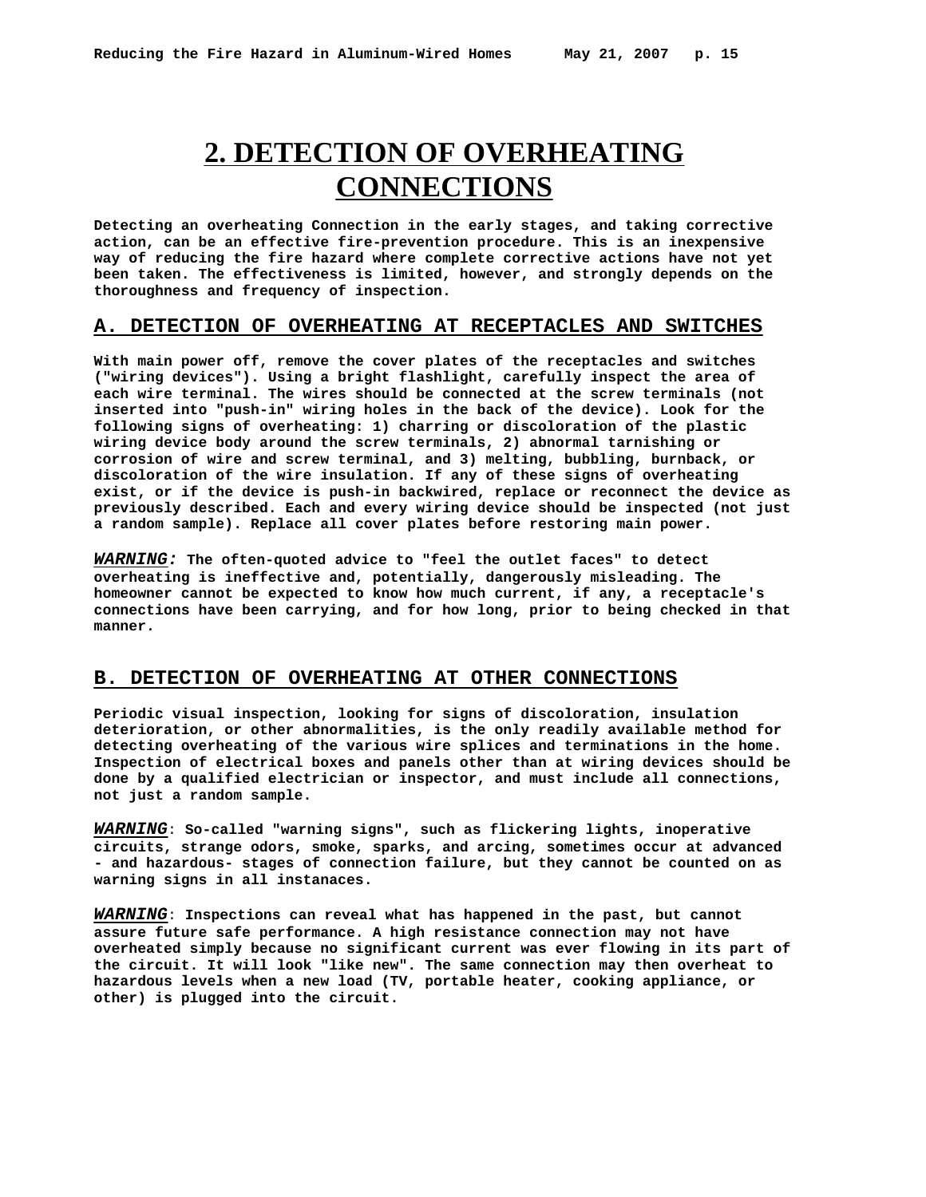# 2. DETECTION OF OVERHEATING CONNECTIONS

**Detecting an overheating Connection in the early stages, and taking corrective action, can be an effective fire-prevention procedure. This is an inexpensive way of reducing the fire hazard where complete corrective actions have not yet been taken. The effectiveness is limited, however, and strongly depends on the thoroughness and frequency of inspection.**

## A. DETECTION OF OVERHEATING AT RECEPTACLES AND SWITCHES

**With main power off, remove the cover plates of the receptacles and switches ("wiring devices"). Using a bright flashlight, carefully inspect the area of each wire terminal. The wires should be connected at the screw terminals (not inserted into "push-in" wiring holes in the back of the device). Look for the following signs of overheating: 1) charring or discoloration of the plastic wiring device body around the screw terminals, 2) abnormal tarnishing or corrosion of wire and screw terminal, and 3) melting, bubbling, burnback, or discoloration of the wire insulation. If any of these signs of overheating exist, or if the device is push-in backwired, replace or reconnect the device as previously described. Each and every wiring device should be inspected (not just a random sample). Replace all cover plates before restoring main power.**

***WARNING:*** **The often-quoted advice to "feel the outlet faces" to detect overheating is ineffective and, potentially, dangerously misleading. The homeowner cannot be expected to know how much current, if any, a receptacle's connections have been carrying, and for how long, prior to being checked in that manner.**

## B. DETECTION OF OVERHEATING AT OTHER CONNECTIONS

**Periodic visual inspection, looking for signs of discoloration, insulation deterioration, or other abnormalities, is the only readily available method for detecting overheating of the various wire splices and terminations in the home. Inspection of electrical boxes and panels other than at wiring devices should be done by a qualified electrician or inspector, and must include all connections, not just a random sample.**

***WARNING*****: So-called "warning signs", such as flickering lights, inoperative circuits, strange odors, smoke, sparks, and arcing, sometimes occur at advanced - and hazardous- stages of connection failure, but they cannot be counted on as warning signs in all instanaces.**

***WARNING*****: Inspections can reveal what has happened in the past, but cannot assure future safe performance. A high resistance connection may not have overheated simply because no significant current was ever flowing in its part of the circuit. It will look "like new". The same connection may then overheat to hazardous levels when a new load (TV, portable heater, cooking appliance, or other) is plugged into the circuit.**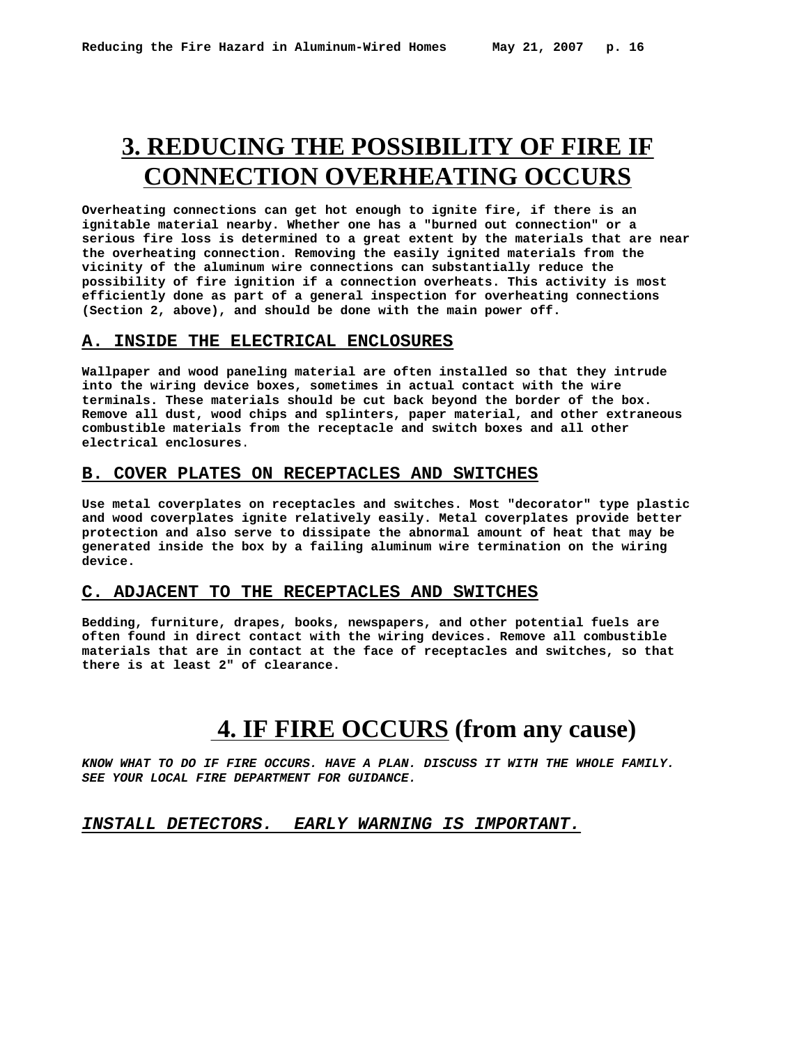# 3. REDUCING THE POSSIBILITY OF FIRE IF CONNECTION OVERHEATING OCCURS

**Overheating connections can get hot enough to ignite fire, if there is an ignitable material nearby. Whether one has a "burned out connection" or a serious fire loss is determined to a great extent by the materials that are near the overheating connection. Removing the easily ignited materials from the vicinity of the aluminum wire connections can substantially reduce the possibility of fire ignition if a connection overheats. This activity is most efficiently done as part of a general inspection for overheating connections (Section 2, above), and should be done with the main power off.**

## A. INSIDE THE ELECTRICAL ENCLOSURES

**Wallpaper and wood paneling material are often installed so that they intrude into the wiring device boxes, sometimes in actual contact with the wire terminals. These materials should be cut back beyond the border of the box. Remove all dust, wood chips and splinters, paper material, and other extraneous combustible materials from the receptacle and switch boxes and all other electrical enclosures.**

## B. COVER PLATES ON RECEPTACLES AND SWITCHES

**Use metal coverplates on receptacles and switches. Most "decorator" type plastic and wood coverplates ignite relatively easily. Metal coverplates provide better protection and also serve to dissipate the abnormal amount of heat that may be generated inside the box by a failing aluminum wire termination on the wiring device.**

## C. ADJACENT TO THE RECEPTACLES AND SWITCHES

**Bedding, furniture, drapes, books, newspapers, and other potential fuels are often found in direct contact with the wiring devices. Remove all combustible materials that are in contact at the face of receptacles and switches, so that there is at least 2" of clearance.**

# 4. IF FIRE OCCURS (from any cause)

***KNOW WHAT TO DO IF FIRE OCCURS. HAVE A PLAN. DISCUSS IT WITH THE WHOLE FAMILY. SEE YOUR LOCAL FIRE DEPARTMENT FOR GUIDANCE.***

***INSTALL DETECTORS. EARLY WARNING IS IMPORTANT.***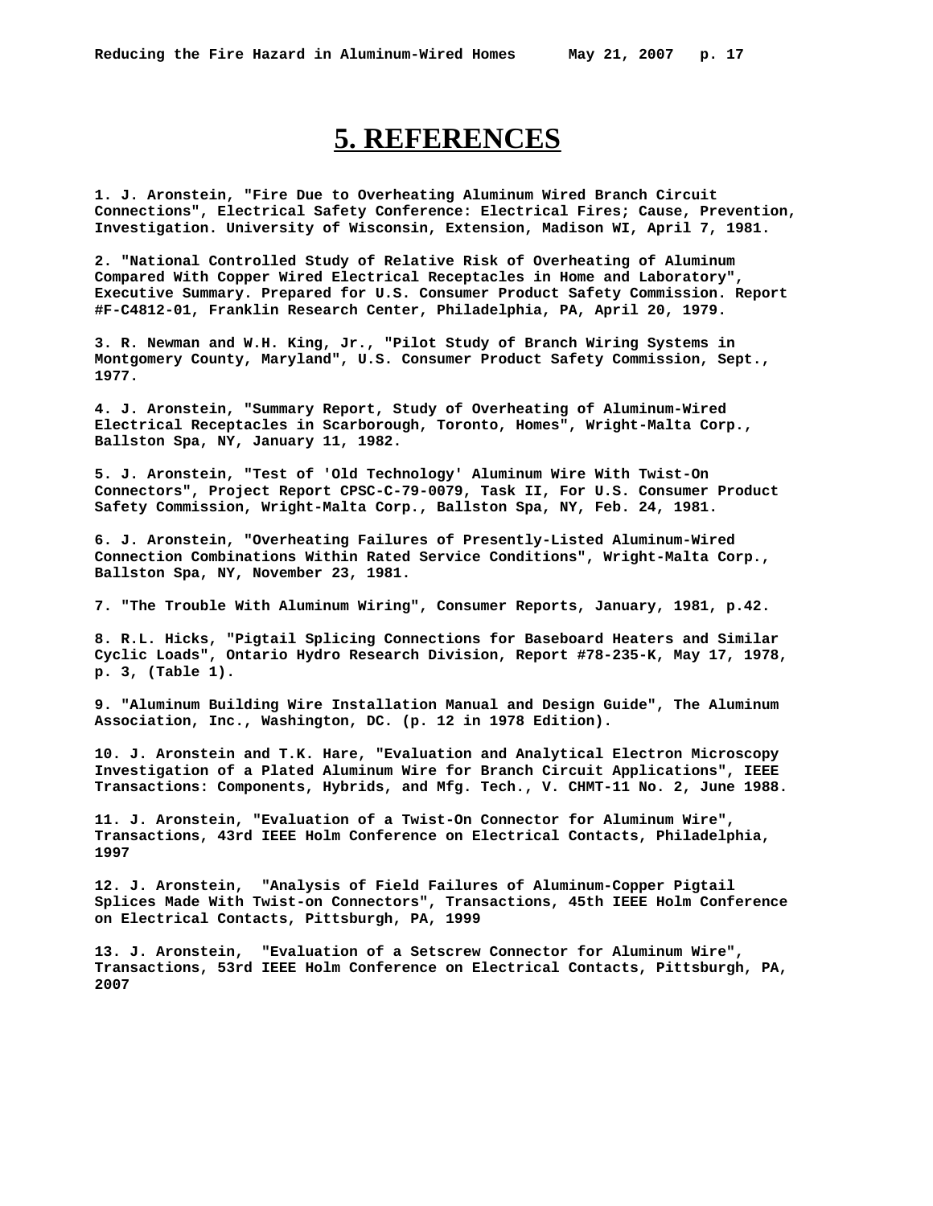# 5. REFERENCES

1. J. Aronstein, "Fire Due to Overheating Aluminum Wired Branch Circuit Connections", Electrical Safety Conference: Electrical Fires; Cause, Prevention, Investigation. University of Wisconsin, Extension, Madison WI, April 7, 1981.

2. "National Controlled Study of Relative Risk of Overheating of Aluminum Compared With Copper Wired Electrical Receptacles in Home and Laboratory", Executive Summary. Prepared for U.S. Consumer Product Safety Commission. Report #F-C4812-01, Franklin Research Center, Philadelphia, PA, April 20, 1979.

3. R. Newman and W.H. King, Jr., "Pilot Study of Branch Wiring Systems in Montgomery County, Maryland", U.S. Consumer Product Safety Commission, Sept., 1977.

4. J. Aronstein, "Summary Report, Study of Overheating of Aluminum-Wired Electrical Receptacles in Scarborough, Toronto, Homes", Wright-Malta Corp., Ballston Spa, NY, January 11, 1982.

5. J. Aronstein, "Test of 'Old Technology' Aluminum Wire With Twist-On Connectors", Project Report CPSC-C-79-0079, Task II, For U.S. Consumer Product Safety Commission, Wright-Malta Corp., Ballston Spa, NY, Feb. 24, 1981.

6. J. Aronstein, "Overheating Failures of Presently-Listed Aluminum-Wired Connection Combinations Within Rated Service Conditions", Wright-Malta Corp., Ballston Spa, NY, November 23, 1981.

7. "The Trouble With Aluminum Wiring", Consumer Reports, January, 1981, p.42.

8. R.L. Hicks, "Pigtail Splicing Connections for Baseboard Heaters and Similar Cyclic Loads", Ontario Hydro Research Division, Report #78-235-K, May 17, 1978, p. 3, (Table 1).

9. "Aluminum Building Wire Installation Manual and Design Guide", The Aluminum Association, Inc., Washington, DC. (p. 12 in 1978 Edition).

10. J. Aronstein and T.K. Hare, "Evaluation and Analytical Electron Microscopy Investigation of a Plated Aluminum Wire for Branch Circuit Applications", IEEE Transactions: Components, Hybrids, and Mfg. Tech., V. CHMT-11 No. 2, June 1988.

11. J. Aronstein, "Evaluation of a Twist-On Connector for Aluminum Wire", Transactions, 43rd IEEE Holm Conference on Electrical Contacts, Philadelphia, 1997

12. J. Aronstein, "Analysis of Field Failures of Aluminum-Copper Pigtail Splices Made With Twist-on Connectors", Transactions, 45th IEEE Holm Conference on Electrical Contacts, Pittsburgh, PA, 1999

13. J. Aronstein, "Evaluation of a Setscrew Connector for Aluminum Wire", Transactions, 53rd IEEE Holm Conference on Electrical Contacts, Pittsburgh, PA, 2007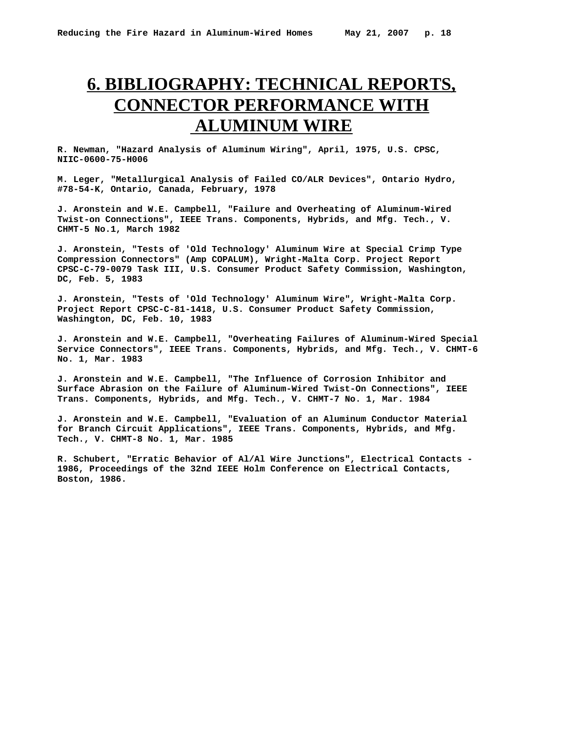# 6. BIBLIOGRAPHY: TECHNICAL REPORTS, CONNECTOR PERFORMANCE WITH ALUMINUM WIRE

**R. Newman, "Hazard Analysis of Aluminum Wiring", April, 1975, U.S. CPSC, NIIC-0600-75-H006**

**M. Leger, "Metallurgical Analysis of Failed CO/ALR Devices", Ontario Hydro, #78-54-K, Ontario, Canada, February, 1978**

**J. Aronstein and W.E. Campbell, "Failure and Overheating of Aluminum-Wired Twist-on Connections", IEEE Trans. Components, Hybrids, and Mfg. Tech., V. CHMT-5 No.1, March 1982**

**J. Aronstein, "Tests of 'Old Technology' Aluminum Wire at Special Crimp Type Compression Connectors" (Amp COPALUM), Wright-Malta Corp. Project Report CPSC-C-79-0079 Task III, U.S. Consumer Product Safety Commission, Washington, DC, Feb. 5, 1983**

**J. Aronstein, "Tests of 'Old Technology' Aluminum Wire", Wright-Malta Corp. Project Report CPSC-C-81-1418, U.S. Consumer Product Safety Commission, Washington, DC, Feb. 10, 1983**

**J. Aronstein and W.E. Campbell, "Overheating Failures of Aluminum-Wired Special Service Connectors", IEEE Trans. Components, Hybrids, and Mfg. Tech., V. CHMT-6 No. 1, Mar. 1983**

**J. Aronstein and W.E. Campbell, "The Influence of Corrosion Inhibitor and Surface Abrasion on the Failure of Aluminum-Wired Twist-On Connections", IEEE Trans. Components, Hybrids, and Mfg. Tech., V. CHMT-7 No. 1, Mar. 1984**

**J. Aronstein and W.E. Campbell, "Evaluation of an Aluminum Conductor Material for Branch Circuit Applications", IEEE Trans. Components, Hybrids, and Mfg. Tech., V. CHMT-8 No. 1, Mar. 1985**

**R. Schubert, "Erratic Behavior of Al/Al Wire Junctions", Electrical Contacts - 1986, Proceedings of the 32nd IEEE Holm Conference on Electrical Contacts, Boston, 1986.**